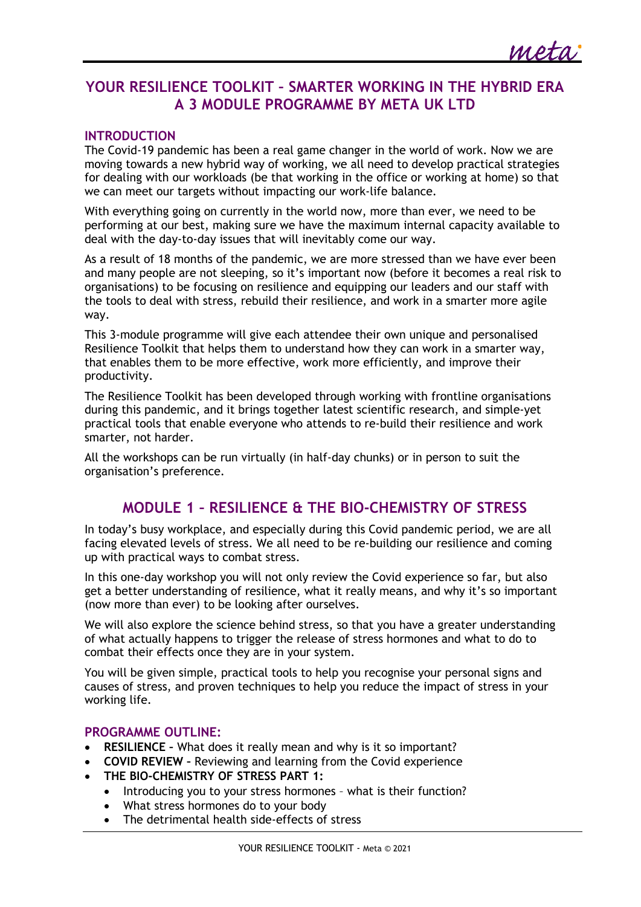# YOUR RESILIENCE TOOLKIT – SMARTER WORKING IN THE HYBRID ERA
# A 3 MODULE PROGRAMME BY META UK LTD

## INTRODUCTION

The Covid-19 pandemic has been a real game changer in the world of work. Now we are moving towards a new hybrid way of working, we all need to develop practical strategies for dealing with our workloads (be that working in the office or working at home) so that we can meet our targets without impacting our work-life balance.

With everything going on currently in the world now, more than ever, we need to be performing at our best, making sure we have the maximum internal capacity available to deal with the day-to-day issues that will inevitably come our way.

As a result of 18 months of the pandemic, we are more stressed than we have ever been and many people are not sleeping, so it's important now (before it becomes a real risk to organisations) to be focusing on resilience and equipping our leaders and our staff with the tools to deal with stress, rebuild their resilience, and work in a smarter more agile way.

This 3-module programme will give each attendee their own unique and personalised Resilience Toolkit that helps them to understand how they can work in a smarter way, that enables them to be more effective, work more efficiently, and improve their productivity.

The Resilience Toolkit has been developed through working with frontline organisations during this pandemic, and it brings together latest scientific research, and simple-yet practical tools that enable everyone who attends to re-build their resilience and work smarter, not harder.

All the workshops can be run virtually (in half-day chunks) or in person to suit the organisation's preference.

## MODULE 1 – RESILIENCE & THE BIO-CHEMISTRY OF STRESS

In today's busy workplace, and especially during this Covid pandemic period, we are all facing elevated levels of stress. We all need to be re-building our resilience and coming up with practical ways to combat stress.

In this one-day workshop you will not only review the Covid experience so far, but also get a better understanding of resilience, what it really means, and why it's so important (now more than ever) to be looking after ourselves.

We will also explore the science behind stress, so that you have a greater understanding of what actually happens to trigger the release of stress hormones and what to do to combat their effects once they are in your system.

You will be given simple, practical tools to help you recognise your personal signs and causes of stress, and proven techniques to help you reduce the impact of stress in your working life.

### PROGRAMME OUTLINE:

- **RESILIENCE** – What does it really mean and why is it so important?
- **COVID REVIEW** – Reviewing and learning from the Covid experience
- **THE BIO-CHEMISTRY OF STRESS PART 1:**
  - Introducing you to your stress hormones – what is their function?
  - What stress hormones do to your body
  - The detrimental health side-effects of stress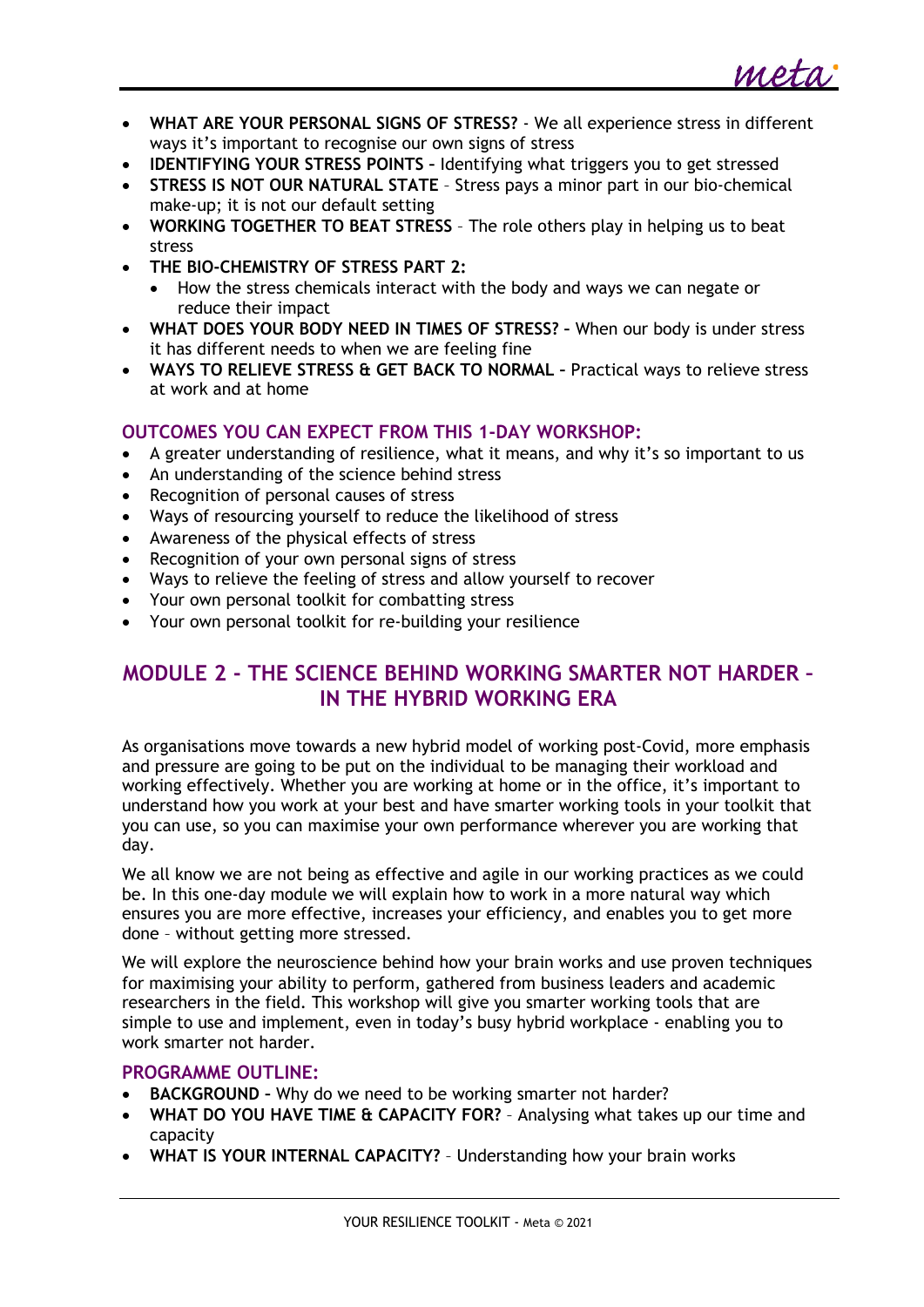- **WHAT ARE YOUR PERSONAL SIGNS OF STRESS?** - We all experience stress in different ways it's important to recognise our own signs of stress
- **IDENTIFYING YOUR STRESS POINTS –** Identifying what triggers you to get stressed
- **STRESS IS NOT OUR NATURAL STATE** – Stress pays a minor part in our bio-chemical make-up; it is not our default setting
- **WORKING TOGETHER TO BEAT STRESS** – The role others play in helping us to beat stress
- **THE BIO-CHEMISTRY OF STRESS PART 2:**
  - How the stress chemicals interact with the body and ways we can negate or reduce their impact
- **WHAT DOES YOUR BODY NEED IN TIMES OF STRESS? –** When our body is under stress it has different needs to when we are feeling fine
- **WAYS TO RELIEVE STRESS & GET BACK TO NORMAL –** Practical ways to relieve stress at work and at home

### OUTCOMES YOU CAN EXPECT FROM THIS 1-DAY WORKSHOP:

- A greater understanding of resilience, what it means, and why it's so important to us
- An understanding of the science behind stress
- Recognition of personal causes of stress
- Ways of resourcing yourself to reduce the likelihood of stress
- Awareness of the physical effects of stress
- Recognition of your own personal signs of stress
- Ways to relieve the feeling of stress and allow yourself to recover
- Your own personal toolkit for combatting stress
- Your own personal toolkit for re-building your resilience

## MODULE 2 - THE SCIENCE BEHIND WORKING SMARTER NOT HARDER – IN THE HYBRID WORKING ERA

As organisations move towards a new hybrid model of working post-Covid, more emphasis and pressure are going to be put on the individual to be managing their workload and working effectively. Whether you are working at home or in the office, it's important to understand how you work at your best and have smarter working tools in your toolkit that you can use, so you can maximise your own performance wherever you are working that day.

We all know we are not being as effective and agile in our working practices as we could be. In this one-day module we will explain how to work in a more natural way which ensures you are more effective, increases your efficiency, and enables you to get more done – without getting more stressed.

We will explore the neuroscience behind how your brain works and use proven techniques for maximising your ability to perform, gathered from business leaders and academic researchers in the field. This workshop will give you smarter working tools that are simple to use and implement, even in today's busy hybrid workplace - enabling you to work smarter not harder.

### PROGRAMME OUTLINE:

- **BACKGROUND –** Why do we need to be working smarter not harder?
- **WHAT DO YOU HAVE TIME & CAPACITY FOR?** – Analysing what takes up our time and capacity
- **WHAT IS YOUR INTERNAL CAPACITY?** – Understanding how your brain works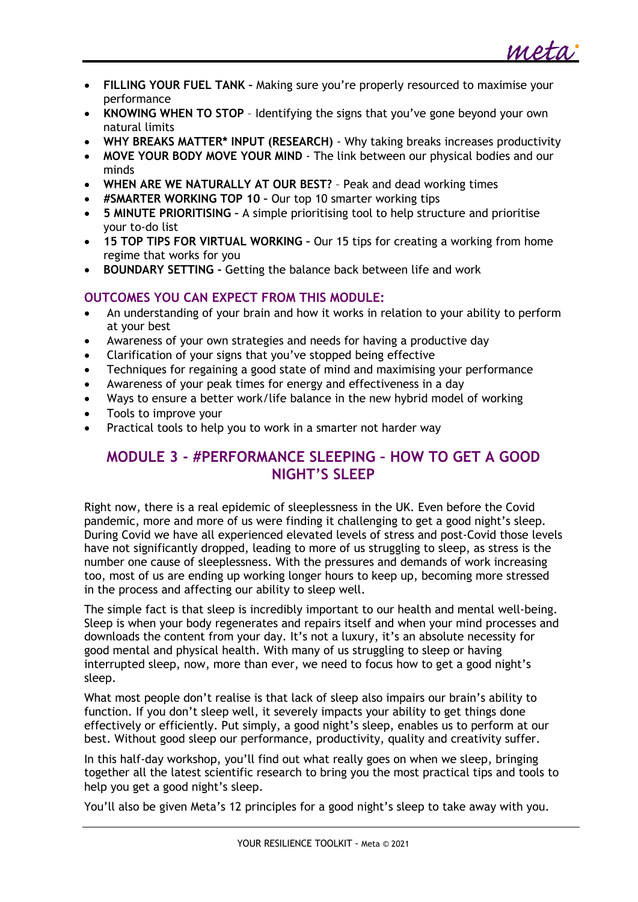- **FILLING YOUR FUEL TANK –** Making sure you're properly resourced to maximise your performance
- **KNOWING WHEN TO STOP** – Identifying the signs that you've gone beyond your own natural limits
- **WHY BREAKS MATTER* INPUT (RESEARCH)** - Why taking breaks increases productivity
- **MOVE YOUR BODY MOVE YOUR MIND** - The link between our physical bodies and our minds
- **WHEN ARE WE NATURALLY AT OUR BEST?** – Peak and dead working times
- **#SMARTER WORKING TOP 10 –** Our top 10 smarter working tips
- **5 MINUTE PRIORITISING –** A simple prioritising tool to help structure and prioritise your to-do list
- **15 TOP TIPS FOR VIRTUAL WORKING –** Our 15 tips for creating a working from home regime that works for you
- **BOUNDARY SETTING -** Getting the balance back between life and work

### OUTCOMES YOU CAN EXPECT FROM THIS MODULE:

- An understanding of your brain and how it works in relation to your ability to perform at your best
- Awareness of your own strategies and needs for having a productive day
- Clarification of your signs that you've stopped being effective
- Techniques for regaining a good state of mind and maximising your performance
- Awareness of your peak times for energy and effectiveness in a day
- Ways to ensure a better work/life balance in the new hybrid model of working
- Tools to improve your
- Practical tools to help you to work in a smarter not harder way

## MODULE 3 - #PERFORMANCE SLEEPING – HOW TO GET A GOOD NIGHT'S SLEEP

Right now, there is a real epidemic of sleeplessness in the UK. Even before the Covid pandemic, more and more of us were finding it challenging to get a good night's sleep. During Covid we have all experienced elevated levels of stress and post-Covid those levels have not significantly dropped, leading to more of us struggling to sleep, as stress is the number one cause of sleeplessness. With the pressures and demands of work increasing too, most of us are ending up working longer hours to keep up, becoming more stressed in the process and affecting our ability to sleep well.

The simple fact is that sleep is incredibly important to our health and mental well-being. Sleep is when your body regenerates and repairs itself and when your mind processes and downloads the content from your day. It's not a luxury, it's an absolute necessity for good mental and physical health. With many of us struggling to sleep or having interrupted sleep, now, more than ever, we need to focus how to get a good night's sleep.

What most people don't realise is that lack of sleep also impairs our brain's ability to function. If you don't sleep well, it severely impacts your ability to get things done effectively or efficiently. Put simply, a good night's sleep, enables us to perform at our best. Without good sleep our performance, productivity, quality and creativity suffer.

In this half-day workshop, you'll find out what really goes on when we sleep, bringing together all the latest scientific research to bring you the most practical tips and tools to help you get a good night's sleep.

You'll also be given Meta's 12 principles for a good night's sleep to take away with you.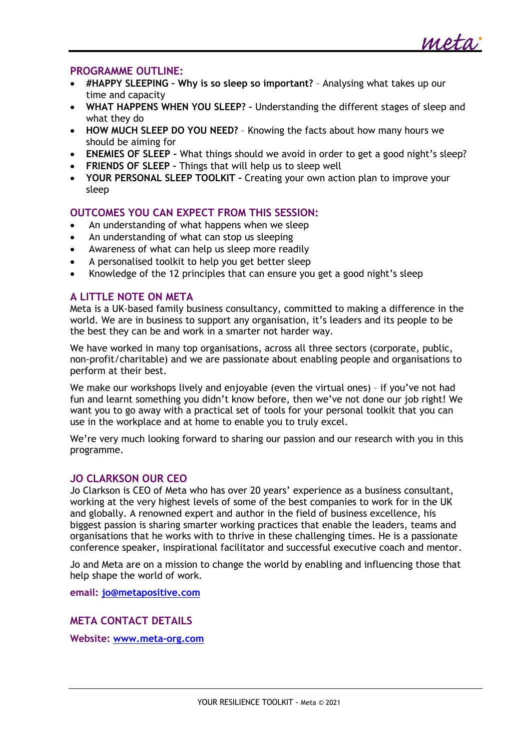## PROGRAMME OUTLINE:

- **#HAPPY SLEEPING – Why is so sleep so important?** – Analysing what takes up our time and capacity
- **WHAT HAPPENS WHEN YOU SLEEP? –** Understanding the different stages of sleep and what they do
- **HOW MUCH SLEEP DO YOU NEED?** – Knowing the facts about how many hours we should be aiming for
- **ENEMIES OF SLEEP –** What things should we avoid in order to get a good night's sleep?
- **FRIENDS OF SLEEP –** Things that will help us to sleep well
- **YOUR PERSONAL SLEEP TOOLKIT –** Creating your own action plan to improve your sleep

## OUTCOMES YOU CAN EXPECT FROM THIS SESSION:

- An understanding of what happens when we sleep
- An understanding of what can stop us sleeping
- Awareness of what can help us sleep more readily
- A personalised toolkit to help you get better sleep
- Knowledge of the 12 principles that can ensure you get a good night's sleep

## A LITTLE NOTE ON META

Meta is a UK-based family business consultancy, committed to making a difference in the world. We are in business to support any organisation, it's leaders and its people to be the best they can be and work in a smarter not harder way.

We have worked in many top organisations, across all three sectors (corporate, public, non-profit/charitable) and we are passionate about enabling people and organisations to perform at their best.

We make our workshops lively and enjoyable (even the virtual ones) – if you've not had fun and learnt something you didn't know before, then we've not done our job right! We want you to go away with a practical set of tools for your personal toolkit that you can use in the workplace and at home to enable you to truly excel.

We're very much looking forward to sharing our passion and our research with you in this programme.

## JO CLARKSON OUR CEO

Jo Clarkson is CEO of Meta who has over 20 years' experience as a business consultant, working at the very highest levels of some of the best companies to work for in the UK and globally. A renowned expert and author in the field of business excellence, his biggest passion is sharing smarter working practices that enable the leaders, teams and organisations that he works with to thrive in these challenging times. He is a passionate conference speaker, inspirational facilitator and successful executive coach and mentor.

Jo and Meta are on a mission to change the world by enabling and influencing those that help shape the world of work.

**email: jo@metapositive.com**

## META CONTACT DETAILS

**Website: www.meta-org.com**